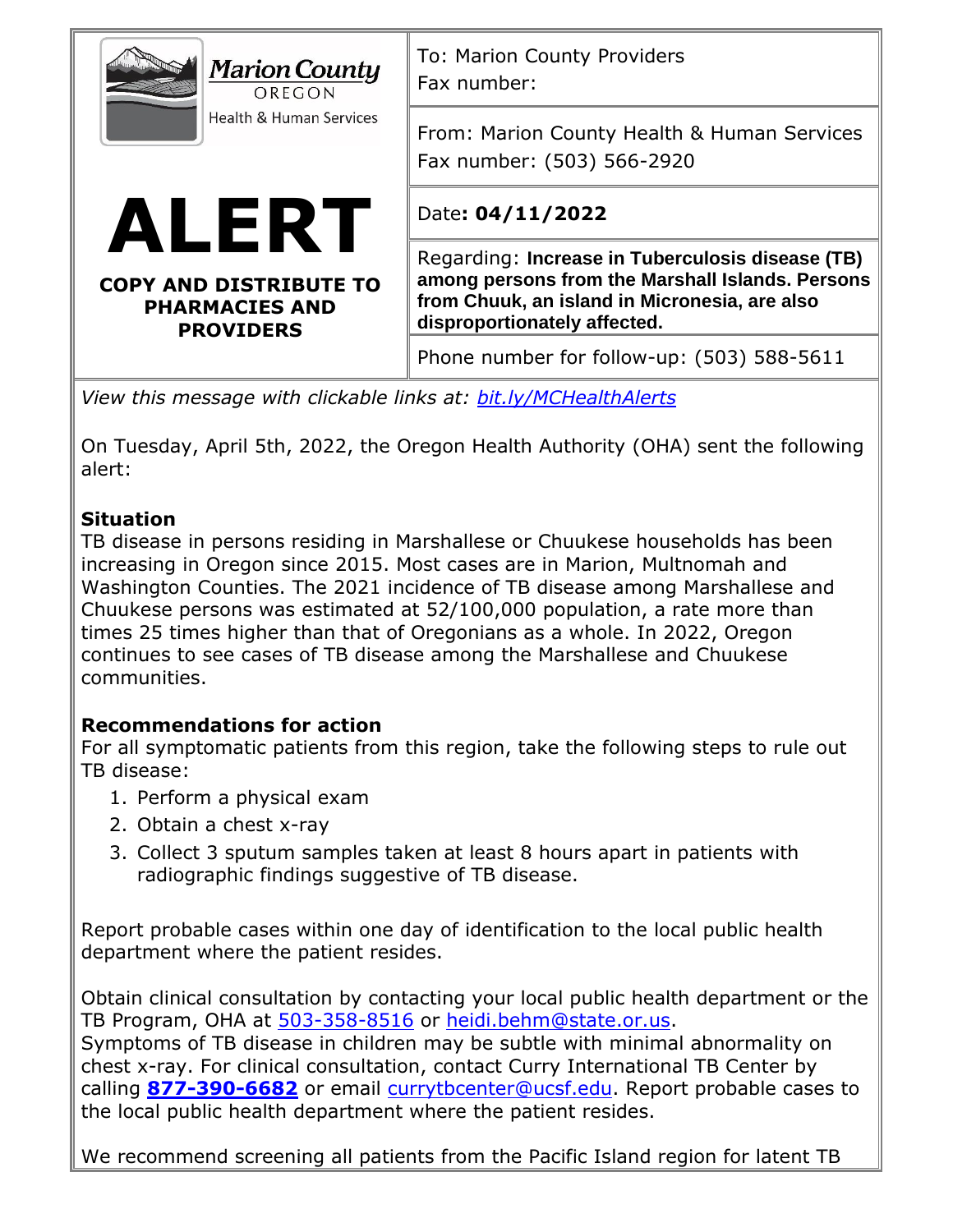Marion County OREGON Health & Human Services

# ALERT

**COPY AND DISTRIBUTE TO PHARMACIES AND PROVIDERS**

| | |
|---|---|
| To: Marion County Providers<br>Fax number: | |
| From: Marion County Health & Human Services<br>Fax number: (503) 566-2920 | |
| Date**: 04/11/2022** | |
| Regarding: **Increase in Tuberculosis disease (TB) among persons from the Marshall Islands. Persons from Chuuk, an island in Micronesia, are also disproportionately affected.** | |
| Phone number for follow-up: (503) 588-5611 | |

*View this message with clickable links at: bit.ly/MCHealthAlerts*

On Tuesday, April 5th, 2022, the Oregon Health Authority (OHA) sent the following alert:

**Situation**

TB disease in persons residing in Marshallese or Chuukese households has been increasing in Oregon since 2015. Most cases are in Marion, Multnomah and Washington Counties. The 2021 incidence of TB disease among Marshallese and Chuukese persons was estimated at 52/100,000 population, a rate more than times 25 times higher than that of Oregonians as a whole. In 2022, Oregon continues to see cases of TB disease among the Marshallese and Chuukese communities.

**Recommendations for action**

For all symptomatic patients from this region, take the following steps to rule out TB disease:

1. Perform a physical exam
2. Obtain a chest x-ray
3. Collect 3 sputum samples taken at least 8 hours apart in patients with radiographic findings suggestive of TB disease.

Report probable cases within one day of identification to the local public health department where the patient resides.

Obtain clinical consultation by contacting your local public health department or the TB Program, OHA at 503-358-8516 or heidi.behm@state.or.us.
Symptoms of TB disease in children may be subtle with minimal abnormality on chest x-ray. For clinical consultation, contact Curry International TB Center by calling **877-390-6682** or email currytbcenter@ucsf.edu. Report probable cases to the local public health department where the patient resides.

We recommend screening all patients from the Pacific Island region for latent TB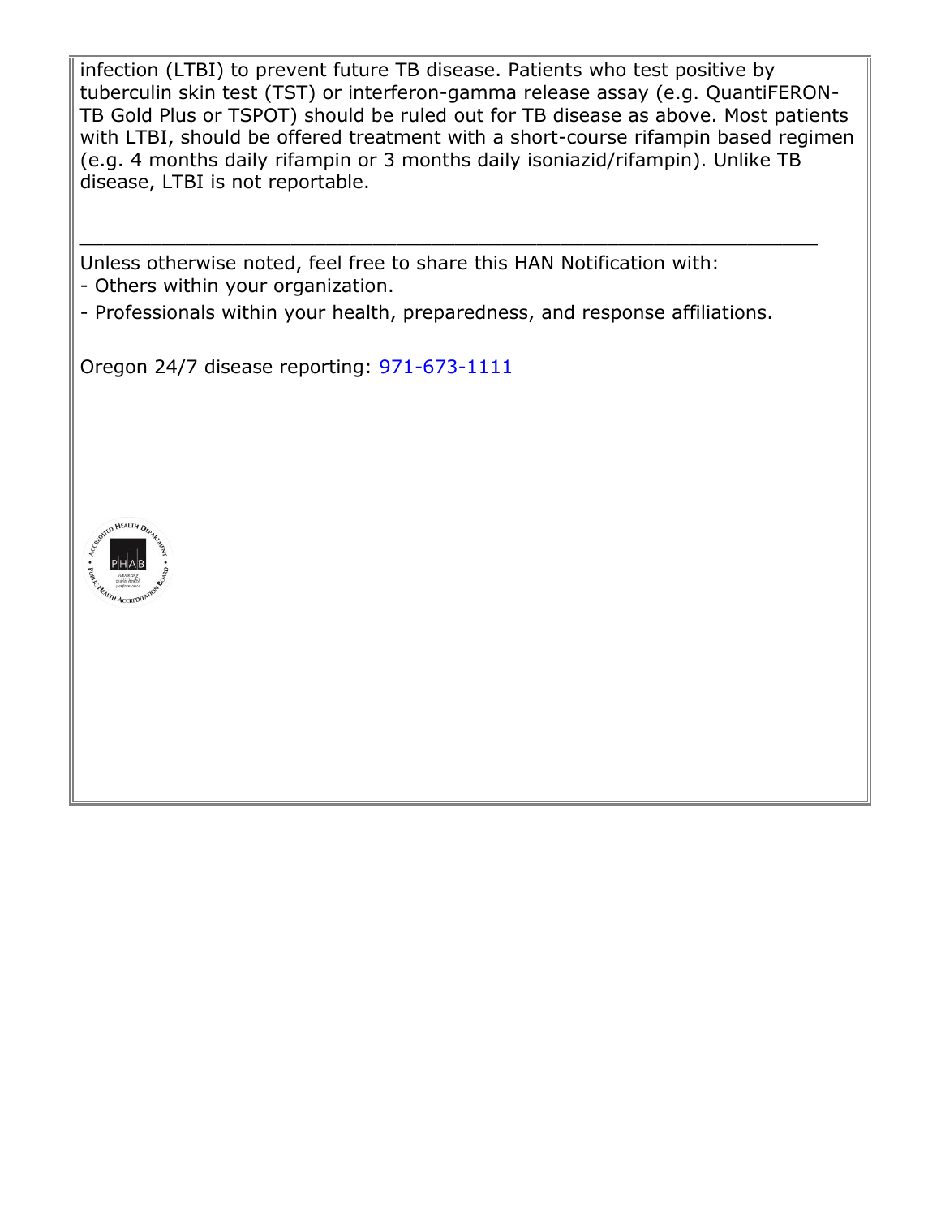infection (LTBI) to prevent future TB disease. Patients who test positive by tuberculin skin test (TST) or interferon-gamma release assay (e.g. QuantiFERON-TB Gold Plus or TSPOT) should be ruled out for TB disease as above. Most patients with LTBI, should be offered treatment with a short-course rifampin based regimen (e.g. 4 months daily rifampin or 3 months daily isoniazid/rifampin). Unlike TB disease, LTBI is not reportable.

---

Unless otherwise noted, feel free to share this HAN Notification with:
- Others within your organization.
- Professionals within your health, preparedness, and response affiliations.

Oregon 24/7 disease reporting: 971-673-1111